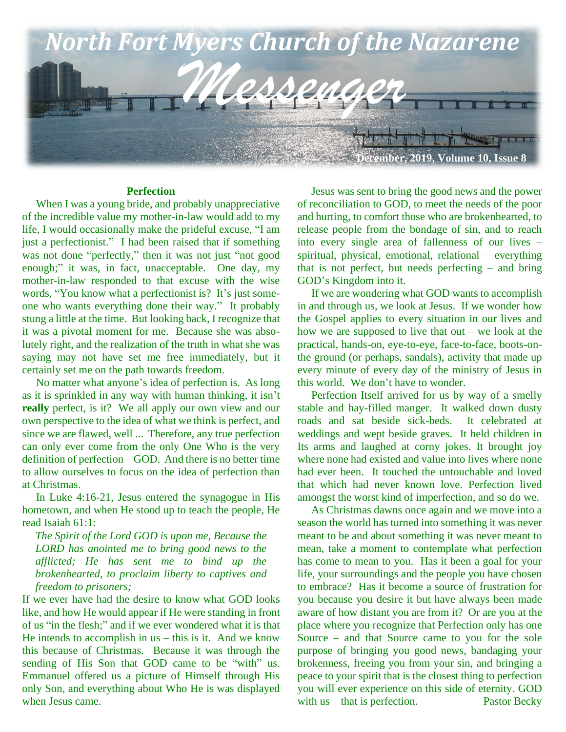# North Fort Myers Church of the Nazarene

# Messenger

December, 2019, Volume 10, Issue 8

### Perfection

When I was a young bride, and probably unappreciative of the incredible value my mother-in-law would add to my life, I would occasionally make the prideful excuse, "I am just a perfectionist." I had been raised that if something was not done "perfectly," then it was not just "not good enough;" it was, in fact, unacceptable. One day, my mother-in-law responded to that excuse with the wise words, "You know what a perfectionist is? It's just someone who wants everything done their way." It probably stung a little at the time. But looking back, I recognize that it was a pivotal moment for me. Because she was absolutely right, and the realization of the truth in what she was saying may not have set me free immediately, but it certainly set me on the path towards freedom.

No matter what anyone's idea of perfection is. As long as it is sprinkled in any way with human thinking, it isn't **really** perfect, is it? We all apply our own view and our own perspective to the idea of what we think is perfect, and since we are flawed, well ... Therefore, any true perfection can only ever come from the only One Who is the very definition of perfection – GOD. And there is no better time to allow ourselves to focus on the idea of perfection than at Christmas.

In Luke 4:16-21, Jesus entered the synagogue in His hometown, and when He stood up to teach the people, He read Isaiah 61:1:

> *The Spirit of the Lord GOD is upon me, Because the LORD has anointed me to bring good news to the afflicted; He has sent me to bind up the brokenhearted, to proclaim liberty to captives and freedom to prisoners;*

If we ever have had the desire to know what GOD looks like, and how He would appear if He were standing in front of us "in the flesh;" and if we ever wondered what it is that He intends to accomplish in us – this is it. And we know this because of Christmas. Because it was through the sending of His Son that GOD came to be "with" us. Emmanuel offered us a picture of Himself through His only Son, and everything about Who He is was displayed when Jesus came.

Jesus was sent to bring the good news and the power of reconciliation to GOD, to meet the needs of the poor and hurting, to comfort those who are brokenhearted, to release people from the bondage of sin, and to reach into every single area of fallenness of our lives – spiritual, physical, emotional, relational – everything that is not perfect, but needs perfecting – and bring GOD's Kingdom into it.

If we are wondering what GOD wants to accomplish in and through us, we look at Jesus. If we wonder how the Gospel applies to every situation in our lives and how we are supposed to live that out – we look at the practical, hands-on, eye-to-eye, face-to-face, boots-on-the ground (or perhaps, sandals), activity that made up every minute of every day of the ministry of Jesus in this world. We don't have to wonder.

Perfection Itself arrived for us by way of a smelly stable and hay-filled manger. It walked down dusty roads and sat beside sick-beds. It celebrated at weddings and wept beside graves. It held children in Its arms and laughed at corny jokes. It brought joy where none had existed and value into lives where none had ever been. It touched the untouchable and loved that which had never known love. Perfection lived amongst the worst kind of imperfection, and so do we.

As Christmas dawns once again and we move into a season the world has turned into something it was never meant to be and about something it was never meant to mean, take a moment to contemplate what perfection has come to mean to you. Has it been a goal for your life, your surroundings and the people you have chosen to embrace? Has it become a source of frustration for you because you desire it but have always been made aware of how distant you are from it? Or are you at the place where you recognize that Perfection only has one Source – and that Source came to you for the sole purpose of bringing you good news, bandaging your brokenness, freeing you from your sin, and bringing a peace to your spirit that is the closest thing to perfection you will ever experience on this side of eternity. GOD with us – that is perfection.

Pastor Becky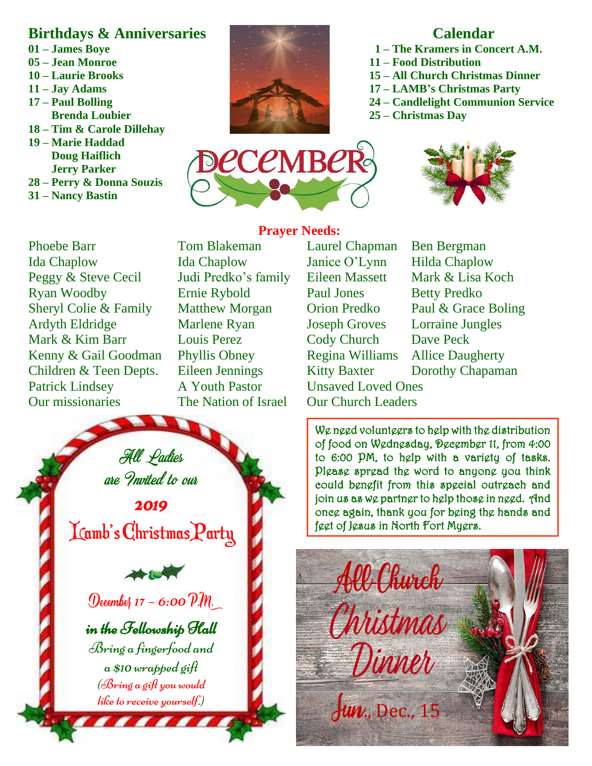## Birthdays & Anniversaries

**01 – James Boye**
**05 – Jean Monroe**
**10 – Laurie Brooks**
**11 – Jay Adams**
**17 – Paul Bolling**
**Brenda Loubier**
**18 – Tim & Carole Dillehay**
**19 – Marie Haddad**
**Doug Haiflich**
**Jerry Parker**
**28 – Perry & Donna Souzis**
**31 – Nancy Bastin**

# December

## Calendar

**1 – The Kramers in Concert A.M.**
**11 – Food Distribution**
**15 – All Church Christmas Dinner**
**17 – LAMB's Christmas Party**
**24 – Candlelight Communion Service**
**25 – Christmas Day**

## Prayer Needs:

Phoebe Barr
Ida Chaplow
Peggy & Steve Cecil
Ryan Woodby
Sheryl Colie & Family
Ardyth Eldridge
Mark & Kim Barr
Kenny & Gail Goodman
Children & Teen Depts.
Patrick Lindsey
Our missionaries

Tom Blakeman
Ida Chaplow
Judi Predko's family
Ernie Rybold
Matthew Morgan
Marlene Ryan
Louis Perez
Phyllis Obney
Eileen Jennings
A Youth Pastor
The Nation of Israel

Laurel Chapman
Janice O'Lynn
Eileen Massett
Paul Jones
Orion Predko
Joseph Groves
Cody Church
Regina Williams
Kitty Baxter
Unsaved Loved Ones
Our Church Leaders

Ben Bergman
Hilda Chaplow
Mark & Lisa Koch
Betty Predko
Paul & Grace Boling
Lorraine Jungles
Dave Peck
Allice Daugherty
Dorothy Chapaman

*All Ladies are Invited to our*

**2019**

**Lamb's Christmas Party**

*December 17 – 6:00 P.M.*

*in the Fellowship Hall*

*Bring a fingerfood and a $10 wrapped gift (Bring a gift you would like to receive yourself.)*

We need volunteers to help with the distribution of food on Wednesday, December 11, from 4:00 to 6:00 PM, to help with a variety of tasks. Please spread the word to anyone you think could benefit from this special outreach and join us as we partner to help those in need. And once again, thank you for being the hands and feet of Jesus in North Fort Myers.

**All-Church Christmas Dinner**

Sun., Dec., 15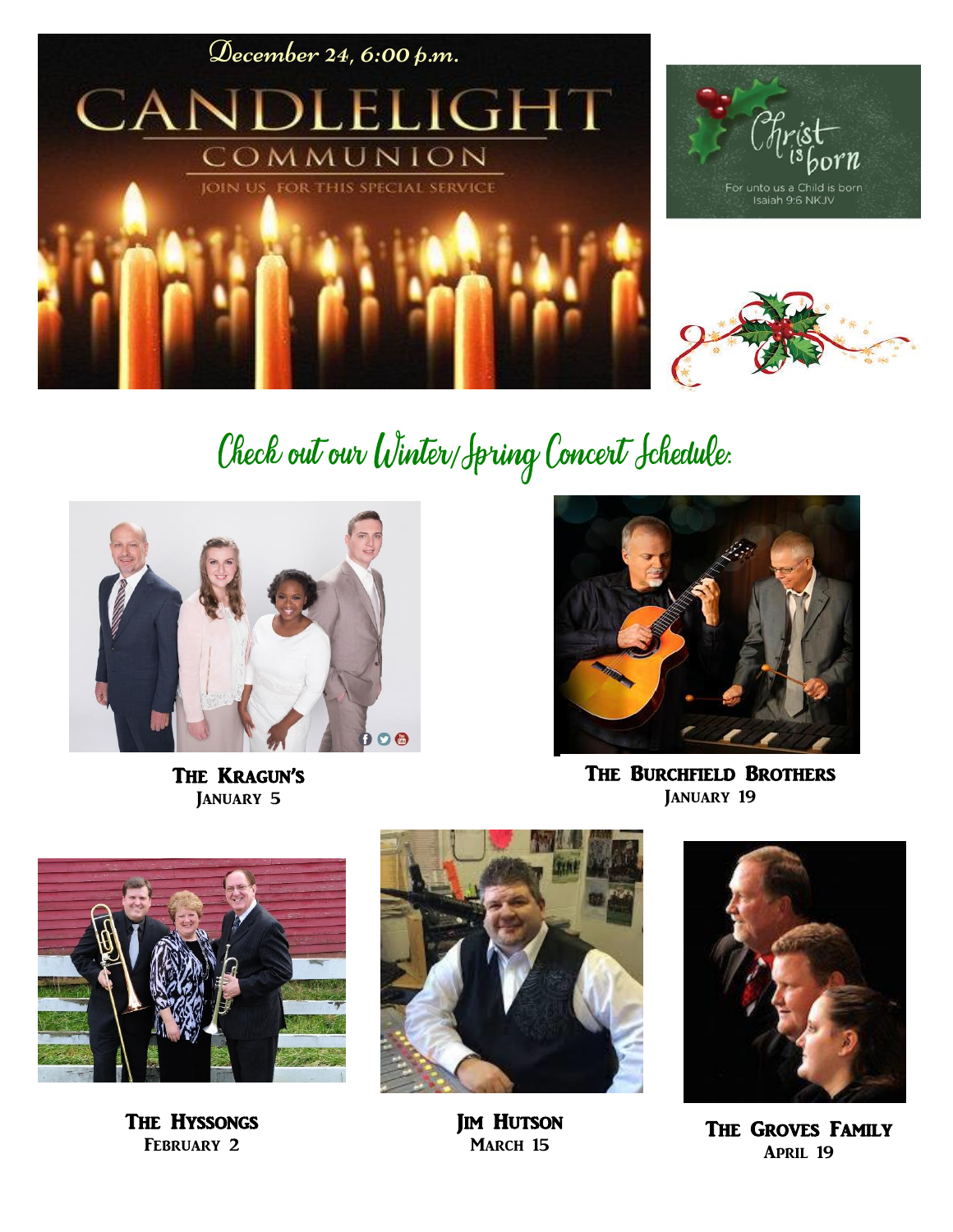December 24, 6:00 p.m.

# CANDLELIGHT COMMUNION

JOIN US FOR THIS SPECIAL SERVICE

Christ is born

For unto us a Child is born
Isaiah 9:6 NKJV

## Check out our Winter/Spring Concert Schedule:

**The Kragun's**
January 5

**The Burchfield Brothers**
January 19

**The Hyssongs**
February 2

**Jim Hutson**
March 15

**The Groves Family**
April 19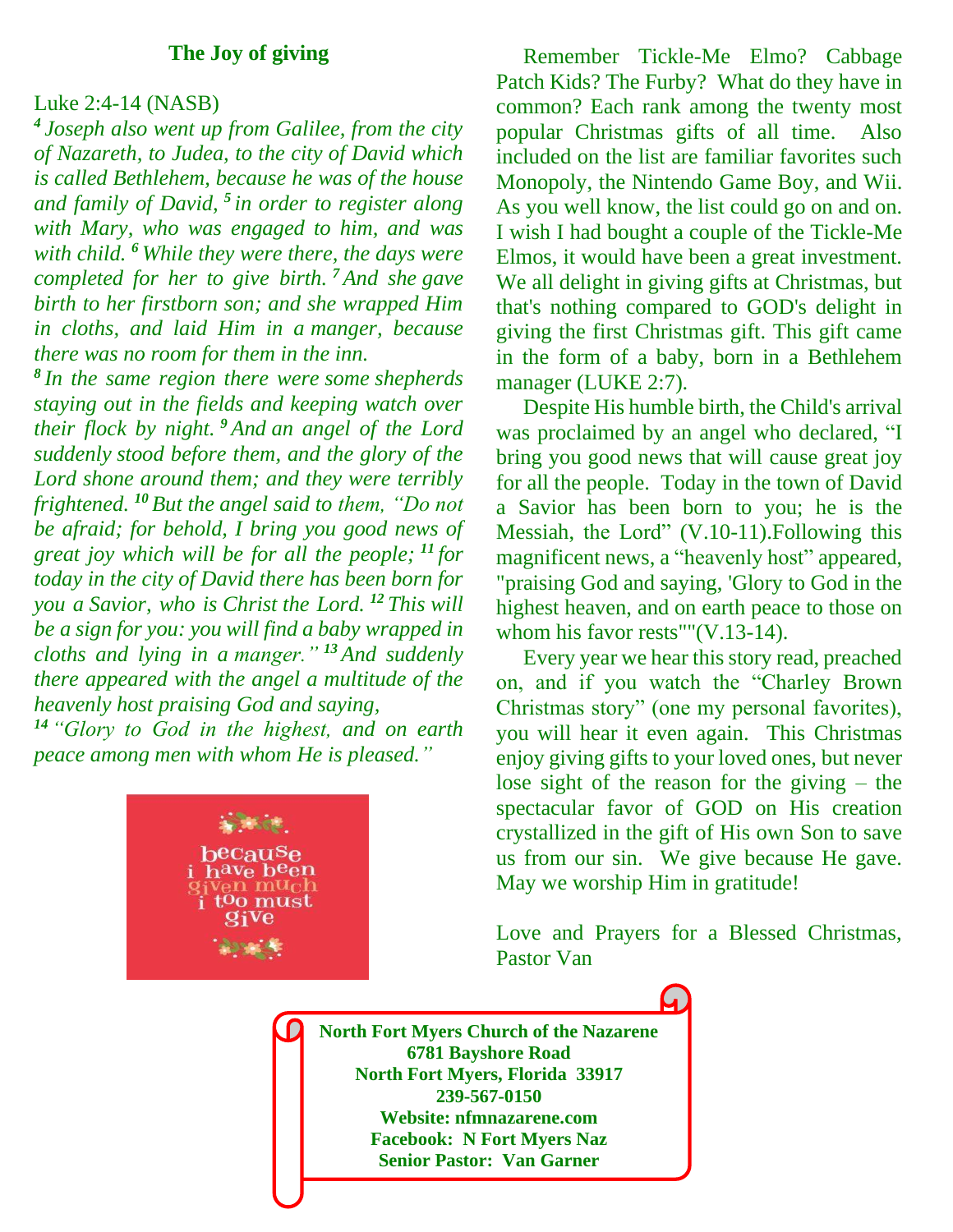**The Joy of giving**

Luke 2:4-14 (NASB)

*[4] Joseph also went up from Galilee, from the city of Nazareth, to Judea, to the city of David which is called Bethlehem, because he was of the house and family of David, [5] in order to register along with Mary, who was engaged to him, and was with child. [6] While they were there, the days were completed for her to give birth. [7] And she gave birth to her firstborn son; and she wrapped Him in cloths, and laid Him in a manger, because there was no room for them in the inn.*

*[8] In the same region there were some shepherds staying out in the fields and keeping watch over their flock by night. [9] And an angel of the Lord suddenly stood before them, and the glory of the Lord shone around them; and they were terribly frightened. [10] But the angel said to them, "Do not be afraid; for behold, I bring you good news of great joy which will be for all the people; [11] for today in the city of David there has been born for you a Savior, who is Christ the Lord. [12] This will be a sign for you: you will find a baby wrapped in cloths and lying in a manger." [13] And suddenly there appeared with the angel a multitude of the heavenly host praising God and saying,*

*[14] "Glory to God in the highest, and on earth peace among men with whom He is pleased."*

because i have been given much i too must give

Remember Tickle-Me Elmo? Cabbage Patch Kids? The Furby? What do they have in common? Each rank among the twenty most popular Christmas gifts of all time. Also included on the list are familiar favorites such Monopoly, the Nintendo Game Boy, and Wii. As you well know, the list could go on and on. I wish I had bought a couple of the Tickle-Me Elmos, it would have been a great investment. We all delight in giving gifts at Christmas, but that's nothing compared to GOD's delight in giving the first Christmas gift. This gift came in the form of a baby, born in a Bethlehem manager (LUKE 2:7).

Despite His humble birth, the Child's arrival was proclaimed by an angel who declared, "I bring you good news that will cause great joy for all the people. Today in the town of David a Savior has been born to you; he is the Messiah, the Lord" (V.10-11).Following this magnificent news, a "heavenly host" appeared, "praising God and saying, 'Glory to God in the highest heaven, and on earth peace to those on whom his favor rests""(V.13-14).

Every year we hear this story read, preached on, and if you watch the "Charley Brown Christmas story" (one my personal favorites), you will hear it even again. This Christmas enjoy giving gifts to your loved ones, but never lose sight of the reason for the giving – the spectacular favor of GOD on His creation crystallized in the gift of His own Son to save us from our sin. We give because He gave. May we worship Him in gratitude!

Love and Prayers for a Blessed Christmas,
Pastor Van

**North Fort Myers Church of the Nazarene**
**6781 Bayshore Road**
**North Fort Myers, Florida 33917**
**239-567-0150**
**Website: nfmnazarene.com**
**Facebook: N Fort Myers Naz**
**Senior Pastor: Van Garner**